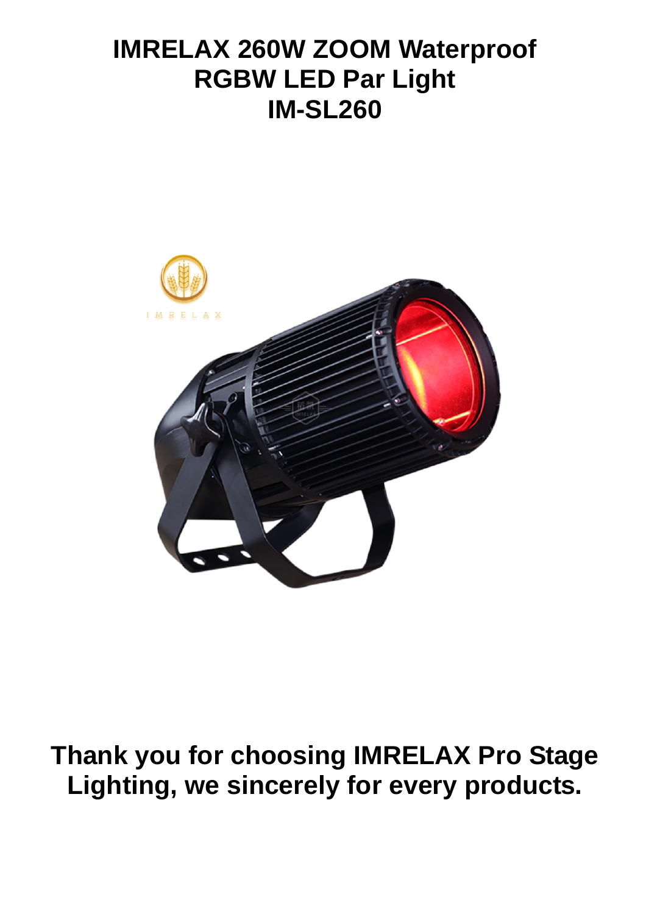# IMRELAX 260W ZOOM Waterproof RGBW LED Par Light IM-SL260

**Thank you for choosing IMRELAX Pro Stage Lighting, we sincerely for every products.**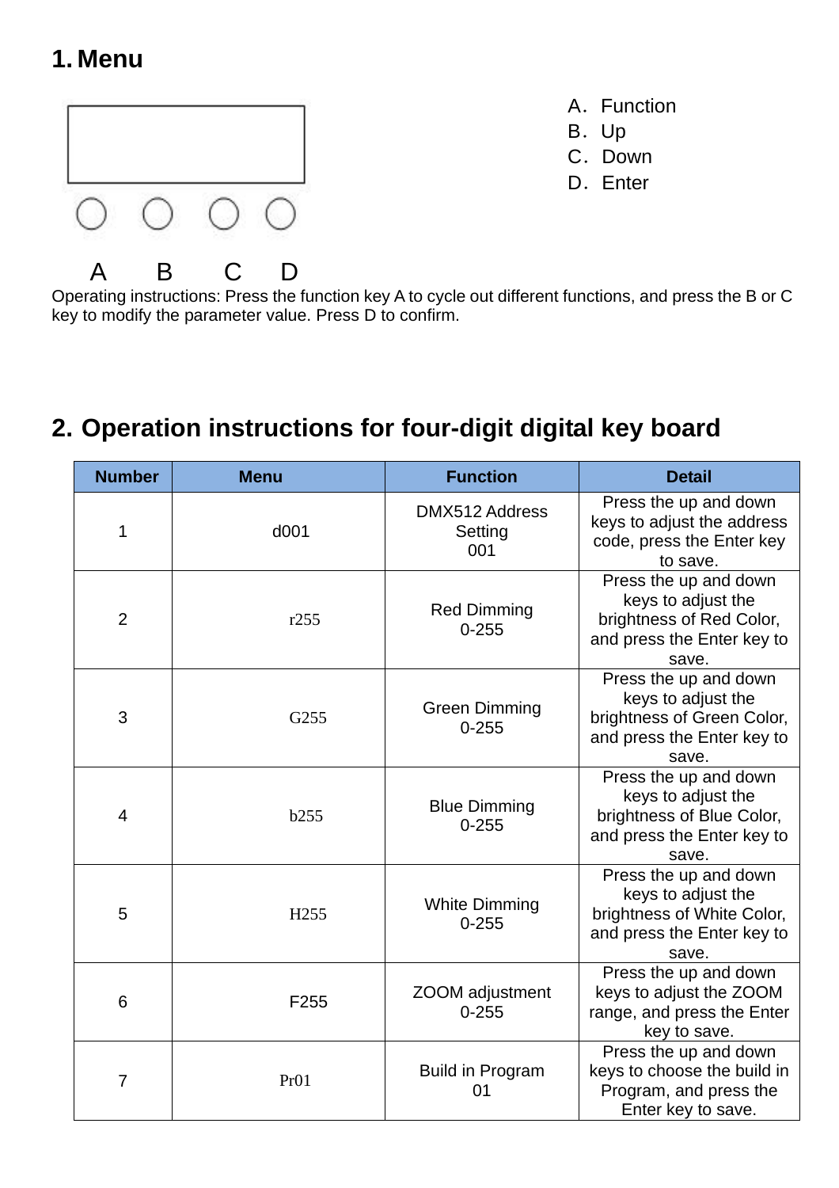# 1. Menu

A B C D

A．Function
B．Up
C．Down
D．Enter

Operating instructions: Press the function key A to cycle out different functions, and press the B or C key to modify the parameter value. Press D to confirm.

# 2. Operation instructions for four-digit digital key board

| Number | Menu | Function | Detail |
|---|---|---|---|
| 1 | d001 | DMX512 Address Setting 001 | Press the up and down keys to adjust the address code, press the Enter key to save. |
| 2 | r255 | Red Dimming 0-255 | Press the up and down keys to adjust the brightness of Red Color, and press the Enter key to save. |
| 3 | G255 | Green Dimming 0-255 | Press the up and down keys to adjust the brightness of Green Color, and press the Enter key to save. |
| 4 | b255 | Blue Dimming 0-255 | Press the up and down keys to adjust the brightness of Blue Color, and press the Enter key to save. |
| 5 | H255 | White Dimming 0-255 | Press the up and down keys to adjust the brightness of White Color, and press the Enter key to save. |
| 6 | F255 | ZOOM adjustment 0-255 | Press the up and down keys to adjust the ZOOM range, and press the Enter key to save. |
| 7 | Pr01 | Build in Program 01 | Press the up and down keys to choose the build in Program, and press the Enter key to save. |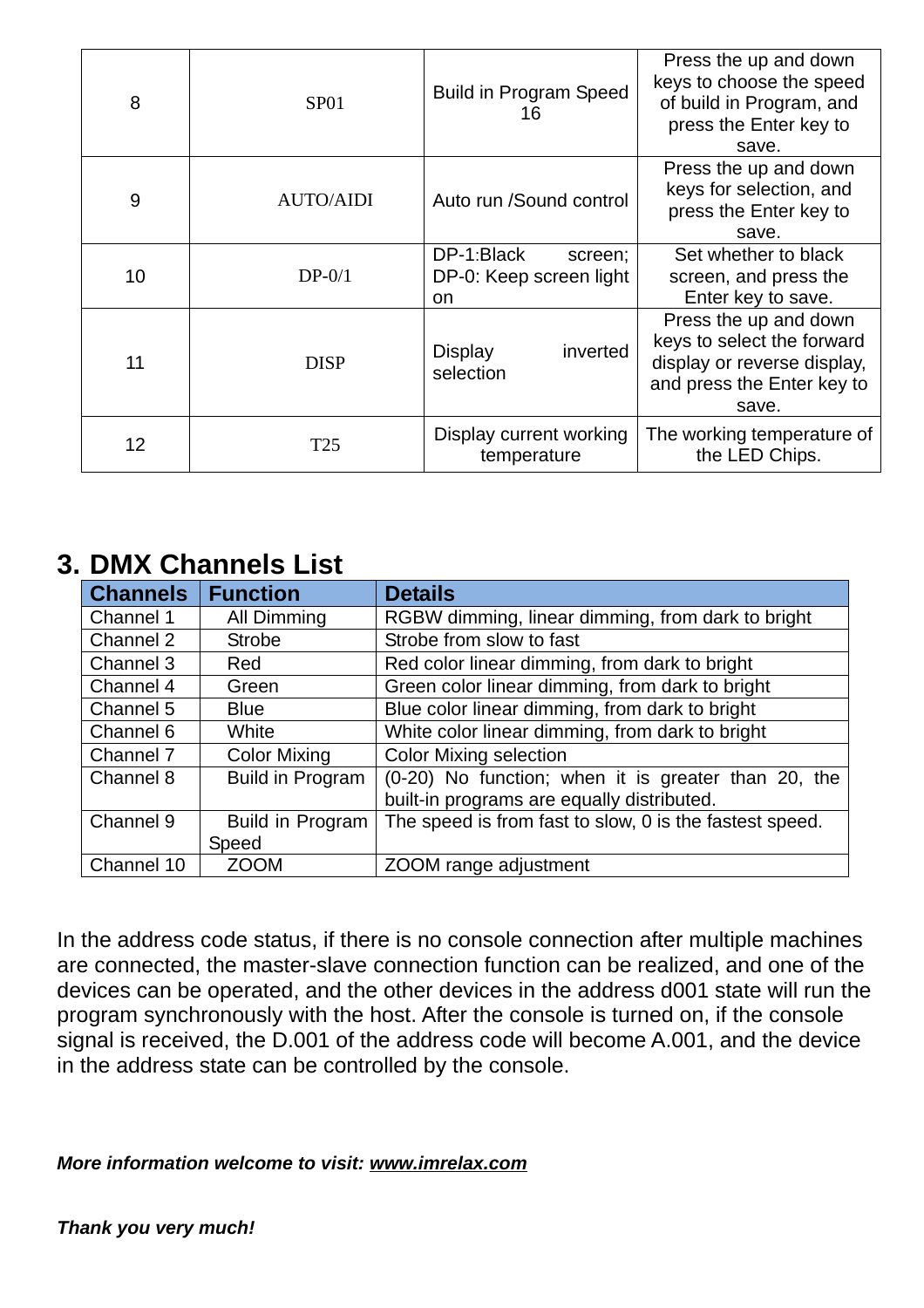| | | | |
|---|---|---|---|
| 8 | SP01 | Build in Program Speed 16 | Press the up and down keys to choose the speed of build in Program, and press the Enter key to save. |
| 9 | AUTO/AIDI | Auto run /Sound control | Press the up and down keys for selection, and press the Enter key to save. |
| 10 | DP-0/1 | DP-1:Black screen; DP-0: Keep screen light on | Set whether to black screen, and press the Enter key to save. |
| 11 | DISP | Display inverted selection | Press the up and down keys to select the forward display or reverse display, and press the Enter key to save. |
| 12 | T25 | Display current working temperature | The working temperature of the LED Chips. |

## 3. DMX Channels List

| Channels | Function | Details |
|---|---|---|
| Channel 1 | All Dimming | RGBW dimming, linear dimming, from dark to bright |
| Channel 2 | Strobe | Strobe from slow to fast |
| Channel 3 | Red | Red color linear dimming, from dark to bright |
| Channel 4 | Green | Green color linear dimming, from dark to bright |
| Channel 5 | Blue | Blue color linear dimming, from dark to bright |
| Channel 6 | White | White color linear dimming, from dark to bright |
| Channel 7 | Color Mixing | Color Mixing selection |
| Channel 8 | Build in Program | (0-20) No function; when it is greater than 20, the built-in programs are equally distributed. |
| Channel 9 | Build in Program Speed | The speed is from fast to slow, 0 is the fastest speed. |
| Channel 10 | ZOOM | ZOOM range adjustment |

In the address code status, if there is no console connection after multiple machines are connected, the master-slave connection function can be realized, and one of the devices can be operated, and the other devices in the address d001 state will run the program synchronously with the host. After the console is turned on, if the console signal is received, the D.001 of the address code will become A.001, and the device in the address state can be controlled by the console.

***More information welcome to visit: www.imrelax.com***

***Thank you very much!***